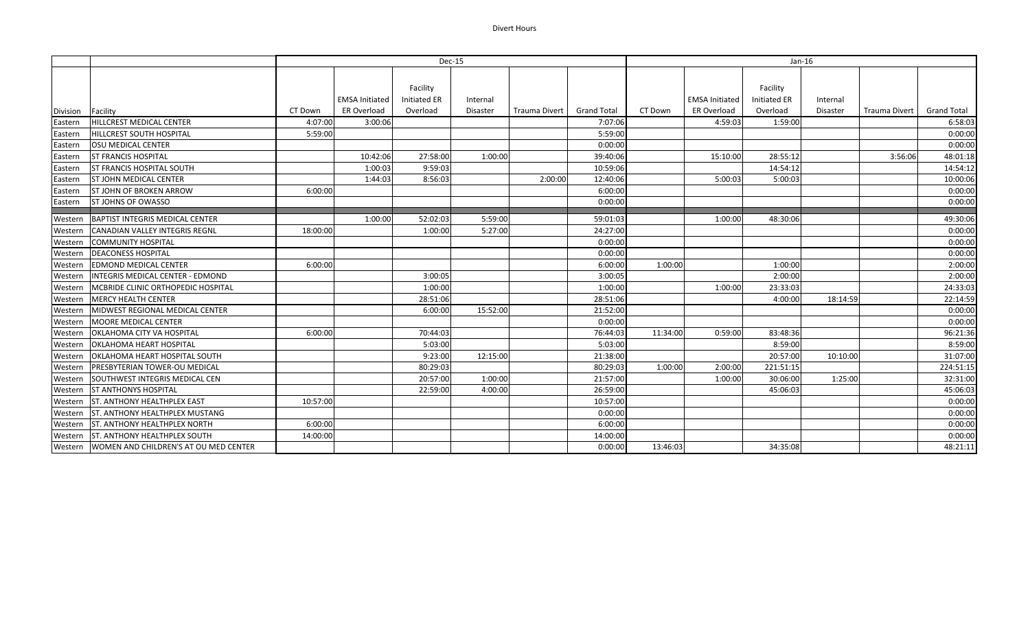Divert Hours

| Division | Facility | Dec-15 CT Down | Dec-15 EMSA Initiated ER Overload | Dec-15 Facility Initiated ER Overload | Dec-15 Internal Disaster | Dec-15 Trauma Divert | Dec-15 Grand Total | Jan-16 CT Down | Jan-16 EMSA Initiated ER Overload | Jan-16 Facility Initiated ER Overload | Jan-16 Internal Disaster | Jan-16 Trauma Divert | Jan-16 Grand Total |
|---|---|---|---|---|---|---|---|---|---|---|---|---|---|
| Eastern | HILLCREST MEDICAL CENTER | 4:07:00 | 3:00:06 | | | | 7:07:06 | | 4:59:03 | 1:59:00 | | | 6:58:03 |
| Eastern | HILLCREST SOUTH HOSPITAL | 5:59:00 | | | | | 5:59:00 | | | | | | 0:00:00 |
| Eastern | OSU MEDICAL CENTER | | | | | | 0:00:00 | | | | | | 0:00:00 |
| Eastern | ST FRANCIS HOSPITAL | | 10:42:06 | 27:58:00 | 1:00:00 | | 39:40:06 | | 15:10:00 | 28:55:12 | | 3:56:06 | 48:01:18 |
| Eastern | ST FRANCIS HOSPITAL SOUTH | | 1:00:03 | 9:59:03 | | | 10:59:06 | | | 14:54:12 | | | 14:54:12 |
| Eastern | ST JOHN MEDICAL CENTER | | 1:44:03 | 8:56:03 | | 2:00:00 | 12:40:06 | | 5:00:03 | 5:00:03 | | | 10:00:06 |
| Eastern | ST JOHN OF BROKEN ARROW | 6:00:00 | | | | | 6:00:00 | | | | | | 0:00:00 |
| Eastern | ST JOHNS OF OWASSO | | | | | | 0:00:00 | | | | | | 0:00:00 |
| Western | BAPTIST INTEGRIS MEDICAL CENTER | | 1:00:00 | 52:02:03 | 5:59:00 | | 59:01:03 | | 1:00:00 | 48:30:06 | | | 49:30:06 |
| Western | CANADIAN VALLEY INTEGRIS REGNL | 18:00:00 | | 1:00:00 | 5:27:00 | | 24:27:00 | | | | | | 0:00:00 |
| Western | COMMUNITY HOSPITAL | | | | | | 0:00:00 | | | | | | 0:00:00 |
| Western | DEACONESS HOSPITAL | | | | | | 0:00:00 | | | | | | 0:00:00 |
| Western | EDMOND MEDICAL CENTER | 6:00:00 | | | | | 6:00:00 | 1:00:00 | | 1:00:00 | | | 2:00:00 |
| Western | INTEGRIS MEDICAL CENTER - EDMOND | | | 3:00:05 | | | 3:00:05 | | | 2:00:00 | | | 2:00:00 |
| Western | MCBRIDE CLINIC ORTHOPEDIC HOSPITAL | | | 1:00:00 | | | 1:00:00 | | 1:00:00 | 23:33:03 | | | 24:33:03 |
| Western | MERCY HEALTH CENTER | | | 28:51:06 | | | 28:51:06 | | | 4:00:00 | 18:14:59 | | 22:14:59 |
| Western | MIDWEST REGIONAL MEDICAL CENTER | | | 6:00:00 | 15:52:00 | | 21:52:00 | | | | | | 0:00:00 |
| Western | MOORE MEDICAL CENTER | | | | | | 0:00:00 | | | | | | 0:00:00 |
| Western | OKLAHOMA CITY VA HOSPITAL | 6:00:00 | | 70:44:03 | | | 76:44:03 | 11:34:00 | 0:59:00 | 83:48:36 | | | 96:21:36 |
| Western | OKLAHOMA HEART HOSPITAL | | | 5:03:00 | | | 5:03:00 | | | 8:59:00 | | | 8:59:00 |
| Western | OKLAHOMA HEART HOSPITAL SOUTH | | | 9:23:00 | 12:15:00 | | 21:38:00 | | | 20:57:00 | 10:10:00 | | 31:07:00 |
| Western | PRESBYTERIAN TOWER-OU MEDICAL | | | 80:29:03 | | | 80:29:03 | 1:00:00 | 2:00:00 | 221:51:15 | | | 224:51:15 |
| Western | SOUTHWEST INTEGRIS MEDICAL CEN | | | 20:57:00 | 1:00:00 | | 21:57:00 | | 1:00:00 | 30:06:00 | 1:25:00 | | 32:31:00 |
| Western | ST ANTHONYS HOSPITAL | | | 22:59:00 | 4:00:00 | | 26:59:00 | | | 45:06:03 | | | 45:06:03 |
| Western | ST. ANTHONY HEALTHPLEX EAST | 10:57:00 | | | | | 10:57:00 | | | | | | 0:00:00 |
| Western | ST. ANTHONY HEALTHPLEX MUSTANG | | | | | | 0:00:00 | | | | | | 0:00:00 |
| Western | ST. ANTHONY HEALTHPLEX NORTH | 6:00:00 | | | | | 6:00:00 | | | | | | 0:00:00 |
| Western | ST. ANTHONY HEALTHPLEX SOUTH | 14:00:00 | | | | | 14:00:00 | | | | | | 0:00:00 |
| Western | WOMEN AND CHILDREN'S AT OU MED CENTER | | | | | | 0:00:00 | 13:46:03 | | 34:35:08 | | | 48:21:11 |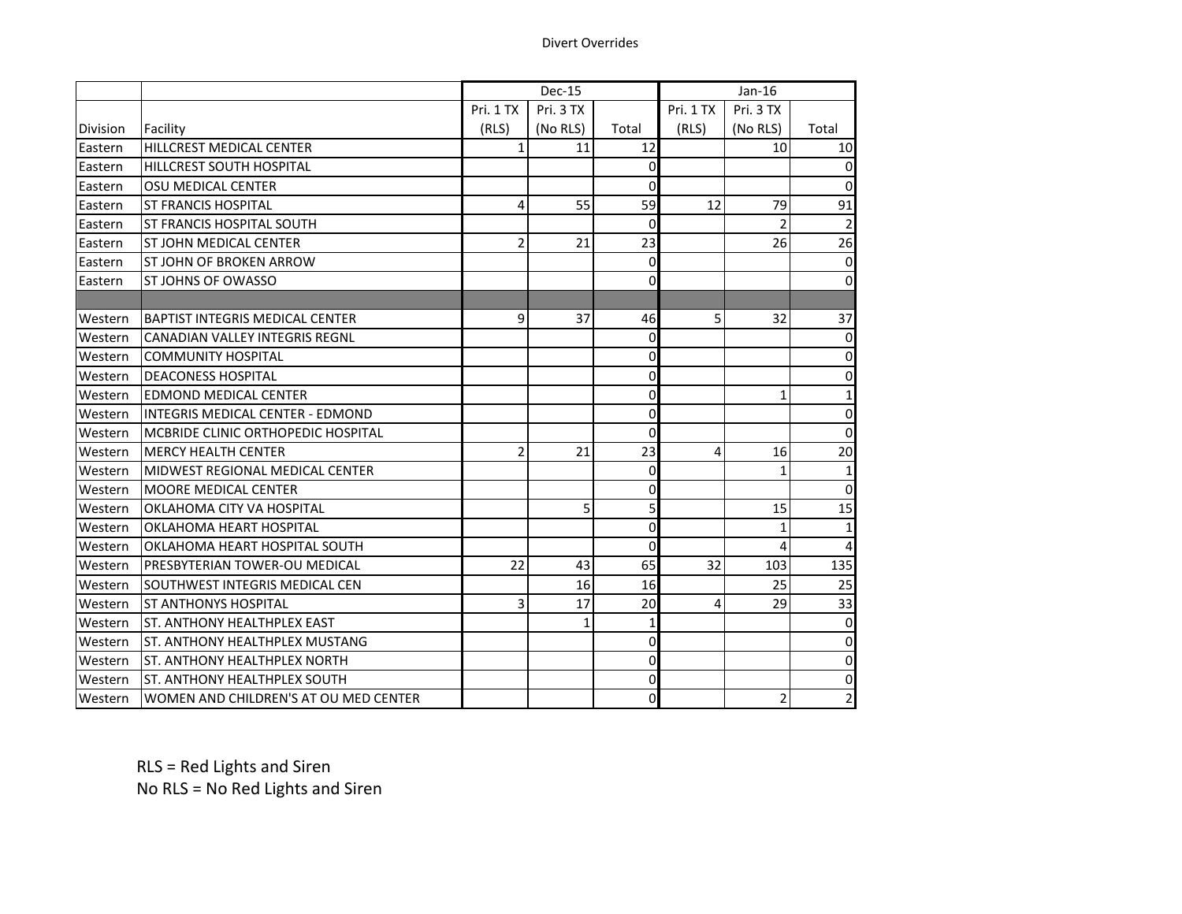Divert Overrides

| | | Dec-15 | | | Jan-16 | | |
|---|---|---|---|---|---|---|---|
| | | Pri. 1 TX | Pri. 3 TX | | Pri. 1 TX | Pri. 3 TX | |
| Division | Facility | (RLS) | (No RLS) | Total | (RLS) | (No RLS) | Total |
| Eastern | HILLCREST MEDICAL CENTER | 1 | 11 | 12 | | 10 | 10 |
| Eastern | HILLCREST SOUTH HOSPITAL | | | 0 | | | 0 |
| Eastern | OSU MEDICAL CENTER | | | 0 | | | 0 |
| Eastern | ST FRANCIS HOSPITAL | 4 | 55 | 59 | 12 | 79 | 91 |
| Eastern | ST FRANCIS HOSPITAL SOUTH | | | 0 | | 2 | 2 |
| Eastern | ST JOHN MEDICAL CENTER | 2 | 21 | 23 | | 26 | 26 |
| Eastern | ST JOHN OF BROKEN ARROW | | | 0 | | | 0 |
| Eastern | ST JOHNS OF OWASSO | | | 0 | | | 0 |
| | | | | | | | |
| Western | BAPTIST INTEGRIS MEDICAL CENTER | 9 | 37 | 46 | 5 | 32 | 37 |
| Western | CANADIAN VALLEY INTEGRIS REGNL | | | 0 | | | 0 |
| Western | COMMUNITY HOSPITAL | | | 0 | | | 0 |
| Western | DEACONESS HOSPITAL | | | 0 | | | 0 |
| Western | EDMOND MEDICAL CENTER | | | 0 | | 1 | 1 |
| Western | INTEGRIS MEDICAL CENTER - EDMOND | | | 0 | | | 0 |
| Western | MCBRIDE CLINIC ORTHOPEDIC HOSPITAL | | | 0 | | | 0 |
| Western | MERCY HEALTH CENTER | 2 | 21 | 23 | 4 | 16 | 20 |
| Western | MIDWEST REGIONAL MEDICAL CENTER | | | 0 | | 1 | 1 |
| Western | MOORE MEDICAL CENTER | | | 0 | | | 0 |
| Western | OKLAHOMA CITY VA HOSPITAL | | 5 | 5 | | 15 | 15 |
| Western | OKLAHOMA HEART HOSPITAL | | | 0 | | 1 | 1 |
| Western | OKLAHOMA HEART HOSPITAL SOUTH | | | 0 | | 4 | 4 |
| Western | PRESBYTERIAN TOWER-OU MEDICAL | 22 | 43 | 65 | 32 | 103 | 135 |
| Western | SOUTHWEST INTEGRIS MEDICAL CEN | | 16 | 16 | | 25 | 25 |
| Western | ST ANTHONYS HOSPITAL | 3 | 17 | 20 | 4 | 29 | 33 |
| Western | ST. ANTHONY HEALTHPLEX EAST | | 1 | 1 | | | 0 |
| Western | ST. ANTHONY HEALTHPLEX MUSTANG | | | 0 | | | 0 |
| Western | ST. ANTHONY HEALTHPLEX NORTH | | | 0 | | | 0 |
| Western | ST. ANTHONY HEALTHPLEX SOUTH | | | 0 | | | 0 |
| Western | WOMEN AND CHILDREN'S AT OU MED CENTER | | | 0 | | 2 | 2 |

RLS = Red Lights and Siren
No RLS = No Red Lights and Siren